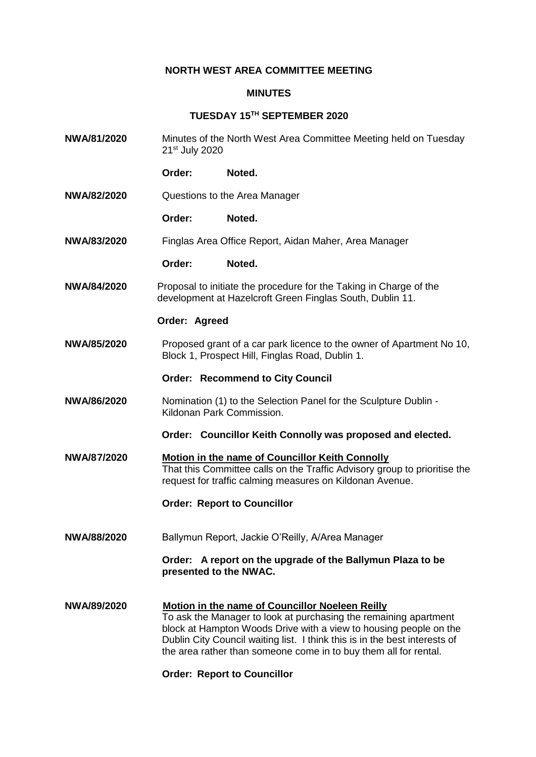**NORTH WEST AREA COMMITTEE MEETING**

**MINUTES**

**TUESDAY 15TH SEPTEMBER 2020**

**NWA/81/2020** Minutes of the North West Area Committee Meeting held on Tuesday 21st July 2020

**Order: Noted.**

**NWA/82/2020** Questions to the Area Manager

**Order: Noted.**

**NWA/83/2020** Finglas Area Office Report, Aidan Maher, Area Manager

**Order: Noted.**

**NWA/84/2020** Proposal to initiate the procedure for the Taking in Charge of the development at Hazelcroft Green Finglas South, Dublin 11.

**Order: Agreed**

**NWA/85/2020** Proposed grant of a car park licence to the owner of Apartment No 10, Block 1, Prospect Hill, Finglas Road, Dublin 1.

**Order: Recommend to City Council**

**NWA/86/2020** Nomination (1) to the Selection Panel for the Sculpture Dublin - Kildonan Park Commission.

**Order: Councillor Keith Connolly was proposed and elected.**

**NWA/87/2020** **Motion in the name of Councillor Keith Connolly**
That this Committee calls on the Traffic Advisory group to prioritise the request for traffic calming measures on Kildonan Avenue.

**Order: Report to Councillor**

**NWA/88/2020** Ballymun Report, Jackie O'Reilly, A/Area Manager

**Order: A report on the upgrade of the Ballymun Plaza to be presented to the NWAC.**

**NWA/89/2020** **Motion in the name of Councillor Noeleen Reilly**
To ask the Manager to look at purchasing the remaining apartment block at Hampton Woods Drive with a view to housing people on the Dublin City Council waiting list. I think this is in the best interests of the area rather than someone come in to buy them all for rental.

**Order: Report to Councillor**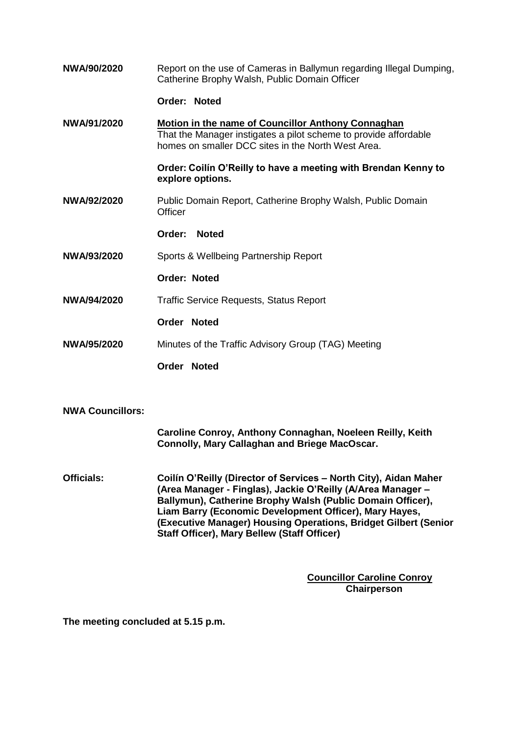**NWA/90/2020** Report on the use of Cameras in Ballymun regarding Illegal Dumping, Catherine Brophy Walsh, Public Domain Officer

**Order: Noted**

**NWA/91/2020** **Motion in the name of Councillor Anthony Connaghan**
That the Manager instigates a pilot scheme to provide affordable homes on smaller DCC sites in the North West Area.

**Order: Coilín O'Reilly to have a meeting with Brendan Kenny to explore options.**

**NWA/92/2020** Public Domain Report, Catherine Brophy Walsh, Public Domain Officer

**Order: Noted**

**NWA/93/2020** Sports & Wellbeing Partnership Report

**Order: Noted**

**NWA/94/2020** Traffic Service Requests, Status Report

**Order Noted**

**NWA/95/2020** Minutes of the Traffic Advisory Group (TAG) Meeting

**Order Noted**

**NWA Councillors:**

**Caroline Conroy, Anthony Connaghan, Noeleen Reilly, Keith Connolly, Mary Callaghan and Briege MacOscar.**

**Officials:** **Coilín O'Reilly (Director of Services – North City), Aidan Maher (Area Manager - Finglas), Jackie O'Reilly (A/Area Manager – Ballymun), Catherine Brophy Walsh (Public Domain Officer), Liam Barry (Economic Development Officer), Mary Hayes, (Executive Manager) Housing Operations, Bridget Gilbert (Senior Staff Officer), Mary Bellew (Staff Officer)**

**Councillor Caroline Conroy**
**Chairperson**

**The meeting concluded at 5.15 p.m.**